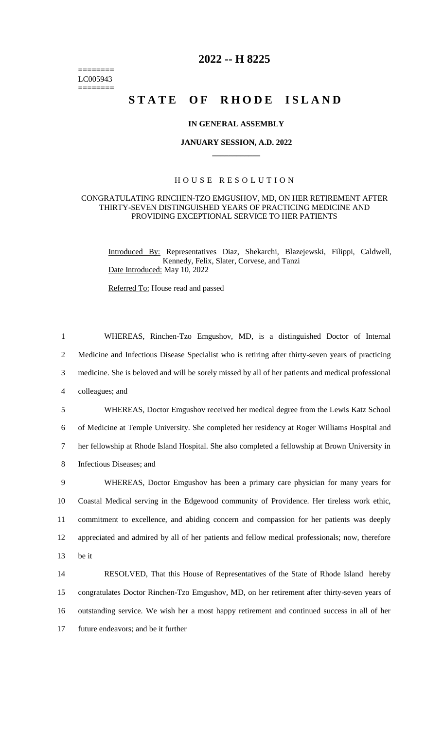========
LC005943
========

# 2022 -- H 8225

# STATE OF RHODE ISLAND

**IN GENERAL ASSEMBLY**

**JANUARY SESSION, A.D. 2022**

H O U S E   R E S O L U T I O N

CONGRATULATING RINCHEN-TZO EMGUSHOV, MD, ON HER RETIREMENT AFTER THIRTY-SEVEN DISTINGUISHED YEARS OF PRACTICING MEDICINE AND PROVIDING EXCEPTIONAL SERVICE TO HER PATIENTS

Introduced By: Representatives Diaz, Shekarchi, Blazejewski, Filippi, Caldwell, Kennedy, Felix, Slater, Corvese, and Tanzi

Date Introduced: May 10, 2022

Referred To: House read and passed

1 WHEREAS, Rinchen-Tzo Emgushov, MD, is a distinguished Doctor of Internal
2 Medicine and Infectious Disease Specialist who is retiring after thirty-seven years of practicing
3 medicine. She is beloved and will be sorely missed by all of her patients and medical professional
4 colleagues; and

5 WHEREAS, Doctor Emgushov received her medical degree from the Lewis Katz School
6 of Medicine at Temple University. She completed her residency at Roger Williams Hospital and
7 her fellowship at Rhode Island Hospital. She also completed a fellowship at Brown University in
8 Infectious Diseases; and

9 WHEREAS, Doctor Emgushov has been a primary care physician for many years for
10 Coastal Medical serving in the Edgewood community of Providence. Her tireless work ethic,
11 commitment to excellence, and abiding concern and compassion for her patients was deeply
12 appreciated and admired by all of her patients and fellow medical professionals; now, therefore
13 be it

14 RESOLVED, That this House of Representatives of the State of Rhode Island hereby
15 congratulates Doctor Rinchen-Tzo Emgushov, MD, on her retirement after thirty-seven years of
16 outstanding service. We wish her a most happy retirement and continued success in all of her
17 future endeavors; and be it further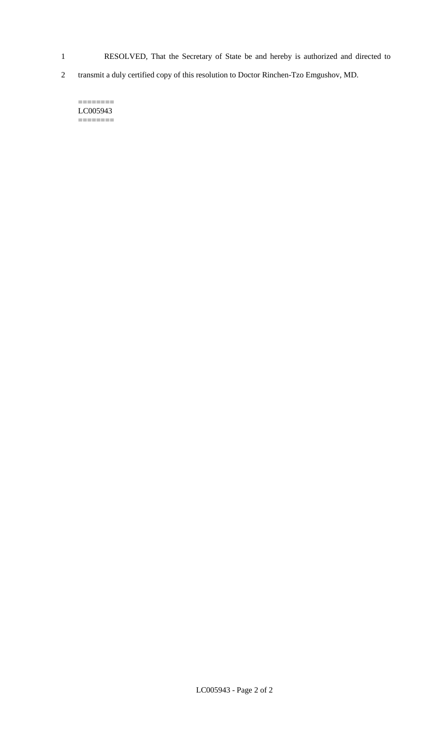RESOLVED, That the Secretary of State be and hereby is authorized and directed to transmit a duly certified copy of this resolution to Doctor Rinchen-Tzo Emgushov, MD.

========
LC005943
========